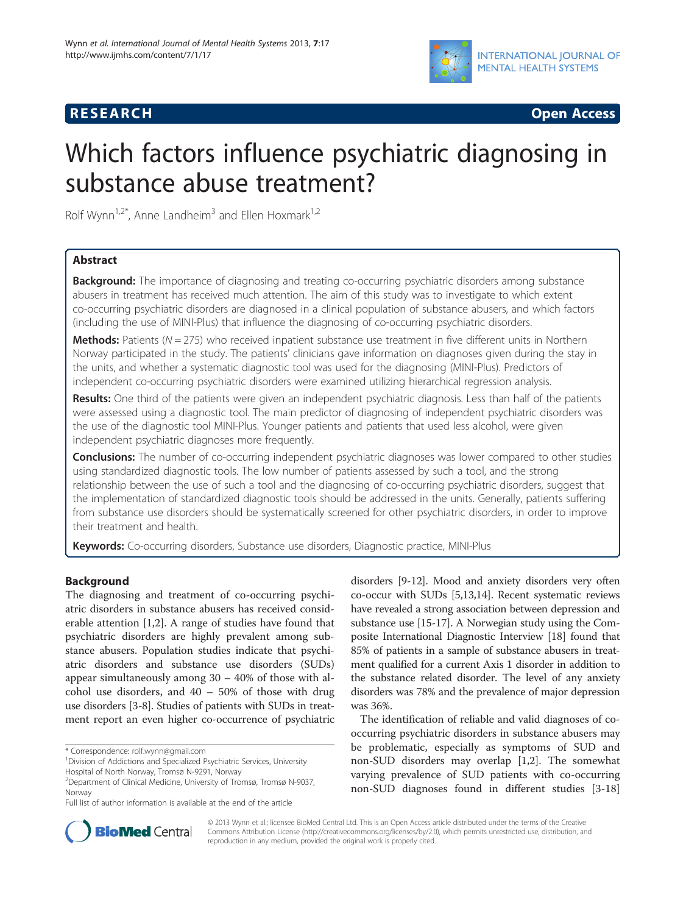RESEARCH Open Access

# Which factors influence psychiatric diagnosing in substance abuse treatment?

Rolf Wynn[1,2*], Anne Landheim[3] and Ellen Hoxmark[1,2]

## Abstract

**Background:** The importance of diagnosing and treating co-occurring psychiatric disorders among substance abusers in treatment has received much attention. The aim of this study was to investigate to which extent co-occurring psychiatric disorders are diagnosed in a clinical population of substance abusers, and which factors (including the use of MINI-Plus) that influence the diagnosing of co-occurring psychiatric disorders.

**Methods:** Patients ($N = 275$) who received inpatient substance use treatment in five different units in Northern Norway participated in the study. The patients' clinicians gave information on diagnoses given during the stay in the units, and whether a systematic diagnostic tool was used for the diagnosing (MINI-Plus). Predictors of independent co-occurring psychiatric disorders were examined utilizing hierarchical regression analysis.

**Results:** One third of the patients were given an independent psychiatric diagnosis. Less than half of the patients were assessed using a diagnostic tool. The main predictor of diagnosing of independent psychiatric disorders was the use of the diagnostic tool MINI-Plus. Younger patients and patients that used less alcohol, were given independent psychiatric diagnoses more frequently.

**Conclusions:** The number of co-occurring independent psychiatric diagnoses was lower compared to other studies using standardized diagnostic tools. The low number of patients assessed by such a tool, and the strong relationship between the use of such a tool and the diagnosing of co-occurring psychiatric disorders, suggest that the implementation of standardized diagnostic tools should be addressed in the units. Generally, patients suffering from substance use disorders should be systematically screened for other psychiatric disorders, in order to improve their treatment and health.

**Keywords:** Co-occurring disorders, Substance use disorders, Diagnostic practice, MINI-Plus

## Background

The diagnosing and treatment of co-occurring psychiatric disorders in substance abusers has received considerable attention [1,2]. A range of studies have found that psychiatric disorders are highly prevalent among substance abusers. Population studies indicate that psychiatric disorders and substance use disorders (SUDs) appear simultaneously among 30 – 40% of those with alcohol use disorders, and 40 – 50% of those with drug use disorders [3-8]. Studies of patients with SUDs in treatment report an even higher co-occurrence of psychiatric disorders [9-12]. Mood and anxiety disorders very often co-occur with SUDs [5,13,14]. Recent systematic reviews have revealed a strong association between depression and substance use [15-17]. A Norwegian study using the Composite International Diagnostic Interview [18] found that 85% of patients in a sample of substance abusers in treatment qualified for a current Axis 1 disorder in addition to the substance related disorder. The level of any anxiety disorders was 78% and the prevalence of major depression was 36%.

The identification of reliable and valid diagnoses of co-occurring psychiatric disorders in substance abusers may be problematic, especially as symptoms of SUD and non-SUD disorders may overlap [1,2]. The somewhat varying prevalence of SUD patients with co-occurring non-SUD diagnoses found in different studies [3-18]

\* Correspondence: rolf.wynn@gmail.com
[1]Division of Addictions and Specialized Psychiatric Services, University Hospital of North Norway, Tromsø N-9291, Norway
[2]Department of Clinical Medicine, University of Tromsø, Tromsø N-9037, Norway
Full list of author information is available at the end of the article

© 2013 Wynn et al.; licensee BioMed Central Ltd. This is an Open Access article distributed under the terms of the Creative Commons Attribution License (http://creativecommons.org/licenses/by/2.0), which permits unrestricted use, distribution, and reproduction in any medium, provided the original work is properly cited.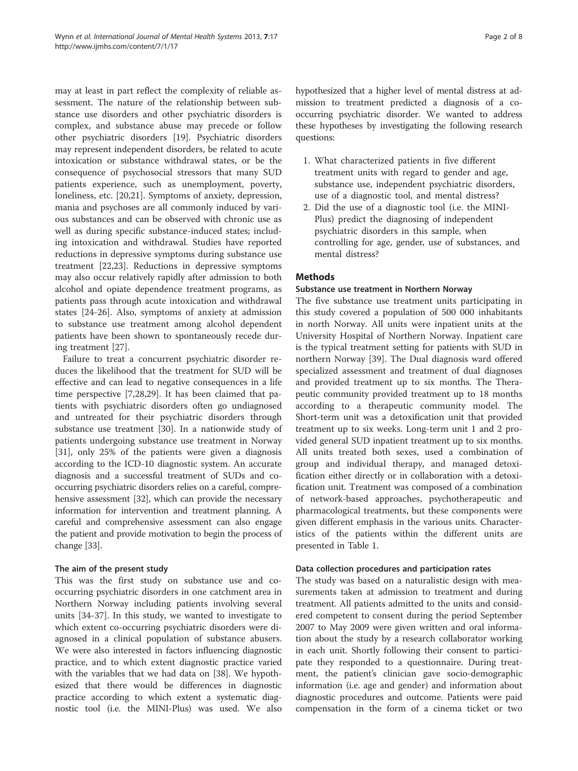may at least in part reflect the complexity of reliable assessment. The nature of the relationship between substance use disorders and other psychiatric disorders is complex, and substance abuse may precede or follow other psychiatric disorders [19]. Psychiatric disorders may represent independent disorders, be related to acute intoxication or substance withdrawal states, or be the consequence of psychosocial stressors that many SUD patients experience, such as unemployment, poverty, loneliness, etc. [20,21]. Symptoms of anxiety, depression, mania and psychoses are all commonly induced by various substances and can be observed with chronic use as well as during specific substance-induced states; including intoxication and withdrawal. Studies have reported reductions in depressive symptoms during substance use treatment [22,23]. Reductions in depressive symptoms may also occur relatively rapidly after admission to both alcohol and opiate dependence treatment programs, as patients pass through acute intoxication and withdrawal states [24-26]. Also, symptoms of anxiety at admission to substance use treatment among alcohol dependent patients have been shown to spontaneously recede during treatment [27].

Failure to treat a concurrent psychiatric disorder reduces the likelihood that the treatment for SUD will be effective and can lead to negative consequences in a life time perspective [7,28,29]. It has been claimed that patients with psychiatric disorders often go undiagnosed and untreated for their psychiatric disorders through substance use treatment [30]. In a nationwide study of patients undergoing substance use treatment in Norway [31], only 25% of the patients were given a diagnosis according to the ICD-10 diagnostic system. An accurate diagnosis and a successful treatment of SUDs and co-occurring psychiatric disorders relies on a careful, comprehensive assessment [32], which can provide the necessary information for intervention and treatment planning. A careful and comprehensive assessment can also engage the patient and provide motivation to begin the process of change [33].

### The aim of the present study

This was the first study on substance use and co-occurring psychiatric disorders in one catchment area in Northern Norway including patients involving several units [34-37]. In this study, we wanted to investigate to which extent co-occurring psychiatric disorders were diagnosed in a clinical population of substance abusers. We were also interested in factors influencing diagnostic practice, and to which extent diagnostic practice varied with the variables that we had data on [38]. We hypothesized that there would be differences in diagnostic practice according to which extent a systematic diagnostic tool (i.e. the MINI-Plus) was used. We also hypothesized that a higher level of mental distress at admission to treatment predicted a diagnosis of a co-occurring psychiatric disorder. We wanted to address these hypotheses by investigating the following research questions:

1. What characterized patients in five different treatment units with regard to gender and age, substance use, independent psychiatric disorders, use of a diagnostic tool, and mental distress?
2. Did the use of a diagnostic tool (i.e. the MINI-Plus) predict the diagnosing of independent psychiatric disorders in this sample, when controlling for age, gender, use of substances, and mental distress?

## Methods

### Substance use treatment in Northern Norway

The five substance use treatment units participating in this study covered a population of 500 000 inhabitants in north Norway. All units were inpatient units at the University Hospital of Northern Norway. Inpatient care is the typical treatment setting for patients with SUD in northern Norway [39]. The Dual diagnosis ward offered specialized assessment and treatment of dual diagnoses and provided treatment up to six months. The Therapeutic community provided treatment up to 18 months according to a therapeutic community model. The Short-term unit was a detoxification unit that provided treatment up to six weeks. Long-term unit 1 and 2 provided general SUD inpatient treatment up to six months. All units treated both sexes, used a combination of group and individual therapy, and managed detoxification either directly or in collaboration with a detoxification unit. Treatment was composed of a combination of network-based approaches, psychotherapeutic and pharmacological treatments, but these components were given different emphasis in the various units. Characteristics of the patients within the different units are presented in Table 1.

### Data collection procedures and participation rates

The study was based on a naturalistic design with measurements taken at admission to treatment and during treatment. All patients admitted to the units and considered competent to consent during the period September 2007 to May 2009 were given written and oral information about the study by a research collaborator working in each unit. Shortly following their consent to participate they responded to a questionnaire. During treatment, the patient's clinician gave socio-demographic information (i.e. age and gender) and information about diagnostic procedures and outcome. Patients were paid compensation in the form of a cinema ticket or two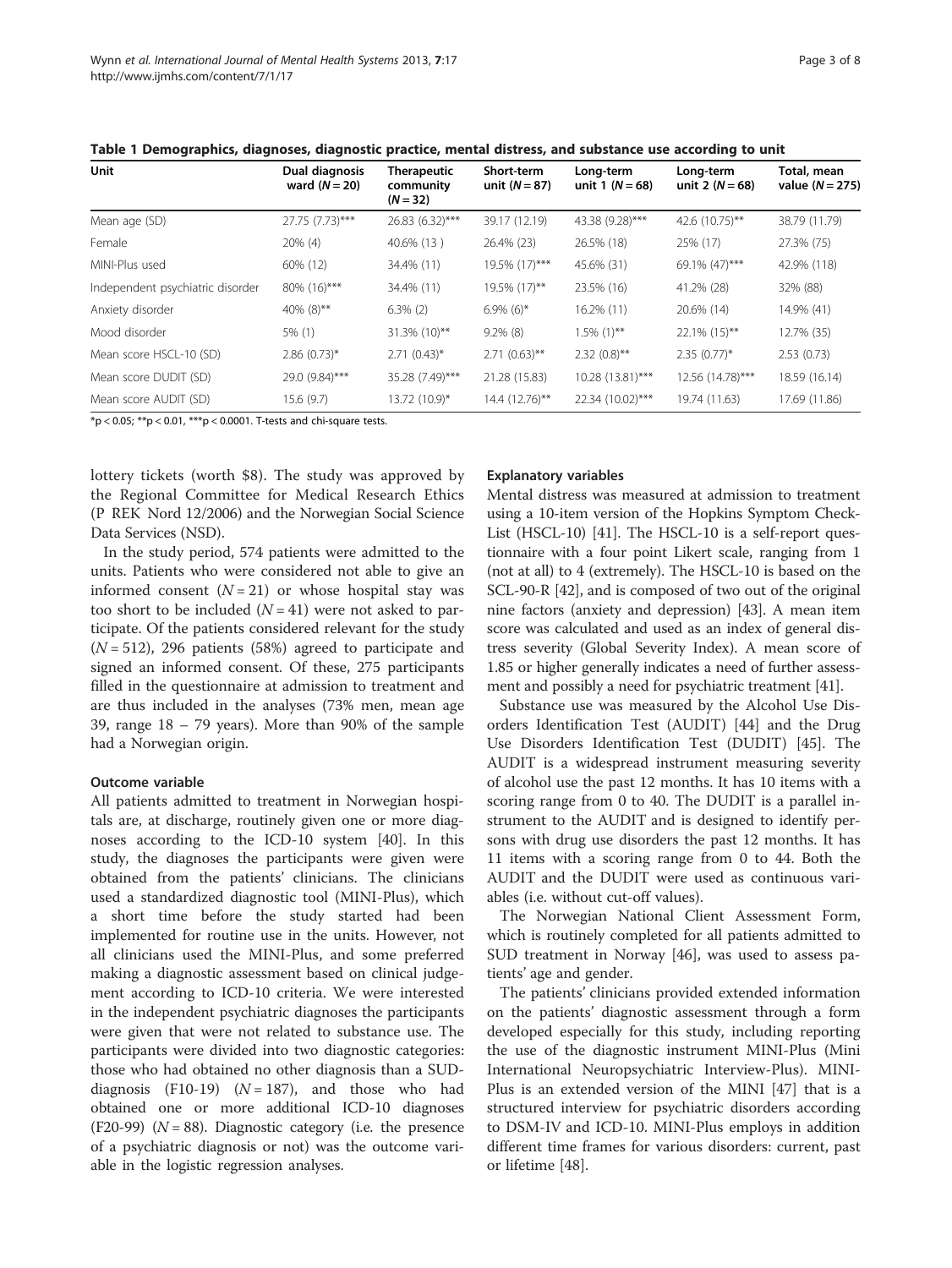**Table 1 Demographics, diagnoses, diagnostic practice, mental distress, and substance use according to unit**

| Unit | Dual diagnosis ward ($N = 20$) | Therapeutic community ($N = 32$) | Short-term unit ($N = 87$) | Long-term unit 1 ($N = 68$) | Long-term unit 2 ($N = 68$) | Total, mean value ($N = 275$) |
|---|---|---|---|---|---|---|
| Mean age (SD) | 27.75 (7.73)*** | 26.83 (6.32)*** | 39.17 (12.19) | 43.38 (9.28)*** | 42.6 (10.75)** | 38.79 (11.79) |
| Female | 20% (4) | 40.6% (13 ) | 26.4% (23) | 26.5% (18) | 25% (17) | 27.3% (75) |
| MINI-Plus used | 60% (12) | 34.4% (11) | 19.5% (17)*** | 45.6% (31) | 69.1% (47)*** | 42.9% (118) |
| Independent psychiatric disorder | 80% (16)*** | 34.4% (11) | 19.5% (17)** | 23.5% (16) | 41.2% (28) | 32% (88) |
| Anxiety disorder | 40% (8)** | 6.3% (2) | 6.9% (6)* | 16.2% (11) | 20.6% (14) | 14.9% (41) |
| Mood disorder | 5% (1) | 31.3% (10)** | 9.2% (8) | 1.5% (1)** | 22.1% (15)** | 12.7% (35) |
| Mean score HSCL-10 (SD) | 2.86 (0.73)* | 2.71 (0.43)* | 2.71 (0.63)** | 2.32 (0.8)** | 2.35 (0.77)* | 2.53 (0.73) |
| Mean score DUDIT (SD) | 29.0 (9.84)*** | 35.28 (7.49)*** | 21.28 (15.83) | 10.28 (13.81)*** | 12.56 (14.78)*** | 18.59 (16.14) |
| Mean score AUDIT (SD) | 15.6 (9.7) | 13.72 (10.9)* | 14.4 (12.76)** | 22.34 (10.02)*** | 19.74 (11.63) | 17.69 (11.86) |

*$p < 0.05$; **$p < 0.01$, ***$p < 0.0001$. T-tests and chi-square tests.

lottery tickets (worth $8). The study was approved by the Regional Committee for Medical Research Ethics (P REK Nord 12/2006) and the Norwegian Social Science Data Services (NSD).

In the study period, 574 patients were admitted to the units. Patients who were considered not able to give an informed consent ($N = 21$) or whose hospital stay was too short to be included ($N = 41$) were not asked to participate. Of the patients considered relevant for the study ($N = 512$), 296 patients (58%) agreed to participate and signed an informed consent. Of these, 275 participants filled in the questionnaire at admission to treatment and are thus included in the analyses (73% men, mean age 39, range 18 – 79 years). More than 90% of the sample had a Norwegian origin.

#### Outcome variable

All patients admitted to treatment in Norwegian hospitals are, at discharge, routinely given one or more diagnoses according to the ICD-10 system [40]. In this study, the diagnoses the participants were given were obtained from the patients' clinicians. The clinicians used a standardized diagnostic tool (MINI-Plus), which a short time before the study started had been implemented for routine use in the units. However, not all clinicians used the MINI-Plus, and some preferred making a diagnostic assessment based on clinical judgement according to ICD-10 criteria. We were interested in the independent psychiatric diagnoses the participants were given that were not related to substance use. The participants were divided into two diagnostic categories: those who had obtained no other diagnosis than a SUD-diagnosis (F10-19) ($N = 187$), and those who had obtained one or more additional ICD-10 diagnoses (F20-99) ($N = 88$). Diagnostic category (i.e. the presence of a psychiatric diagnosis or not) was the outcome variable in the logistic regression analyses.

#### Explanatory variables

Mental distress was measured at admission to treatment using a 10-item version of the Hopkins Symptom Check-List (HSCL-10) [41]. The HSCL-10 is a self-report questionnaire with a four point Likert scale, ranging from 1 (not at all) to 4 (extremely). The HSCL-10 is based on the SCL-90-R [42], and is composed of two out of the original nine factors (anxiety and depression) [43]. A mean item score was calculated and used as an index of general distress severity (Global Severity Index). A mean score of 1.85 or higher generally indicates a need of further assessment and possibly a need for psychiatric treatment [41].

Substance use was measured by the Alcohol Use Disorders Identification Test (AUDIT) [44] and the Drug Use Disorders Identification Test (DUDIT) [45]. The AUDIT is a widespread instrument measuring severity of alcohol use the past 12 months. It has 10 items with a scoring range from 0 to 40. The DUDIT is a parallel instrument to the AUDIT and is designed to identify persons with drug use disorders the past 12 months. It has 11 items with a scoring range from 0 to 44. Both the AUDIT and the DUDIT were used as continuous variables (i.e. without cut-off values).

The Norwegian National Client Assessment Form, which is routinely completed for all patients admitted to SUD treatment in Norway [46], was used to assess patients' age and gender.

The patients' clinicians provided extended information on the patients' diagnostic assessment through a form developed especially for this study, including reporting the use of the diagnostic instrument MINI-Plus (Mini International Neuropsychiatric Interview-Plus). MINI-Plus is an extended version of the MINI [47] that is a structured interview for psychiatric disorders according to DSM-IV and ICD-10. MINI-Plus employs in addition different time frames for various disorders: current, past or lifetime [48].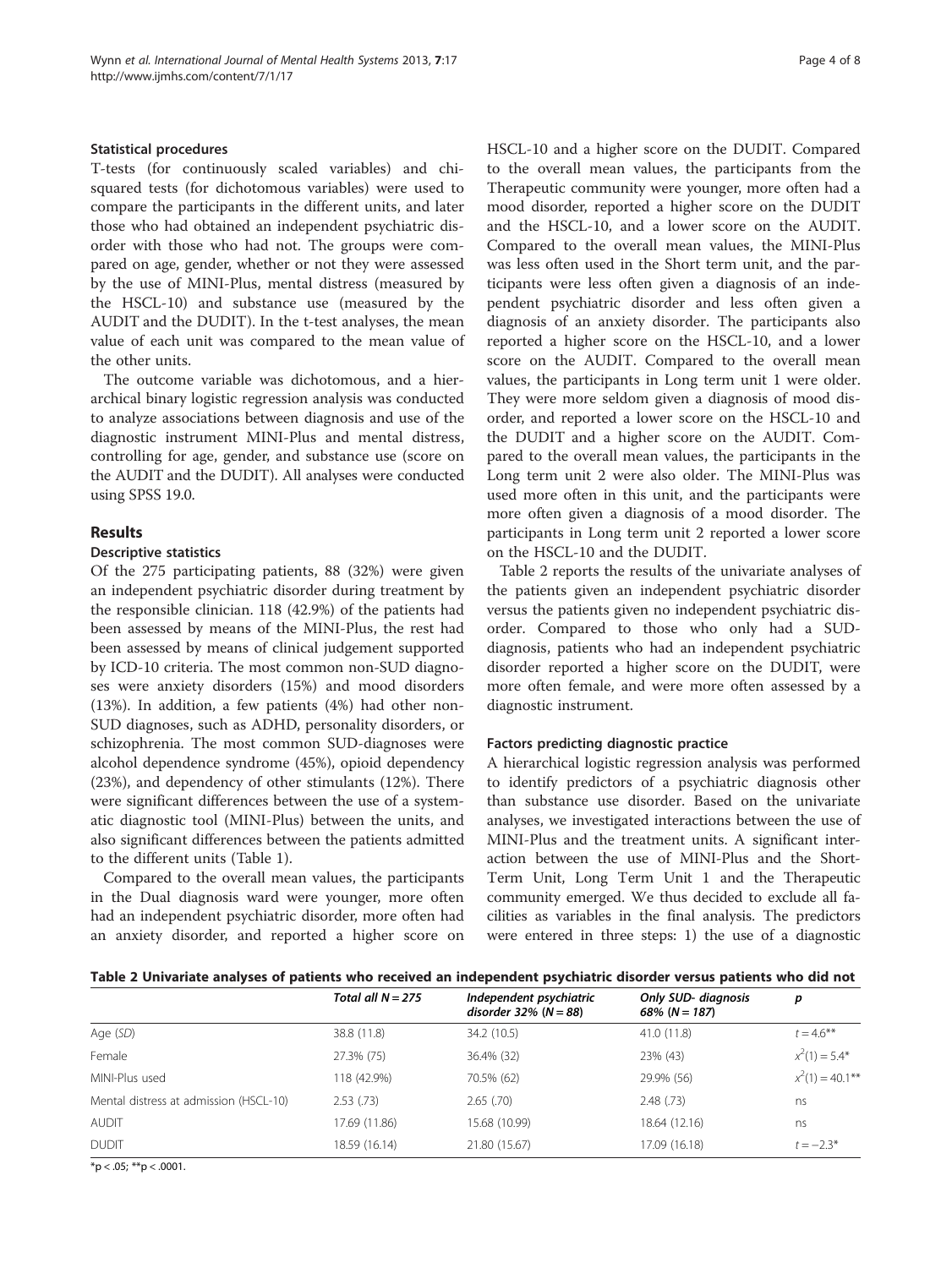### Statistical procedures

T-tests (for continuously scaled variables) and chi-squared tests (for dichotomous variables) were used to compare the participants in the different units, and later those who had obtained an independent psychiatric disorder with those who had not. The groups were compared on age, gender, whether or not they were assessed by the use of MINI-Plus, mental distress (measured by the HSCL-10) and substance use (measured by the AUDIT and the DUDIT). In the t-test analyses, the mean value of each unit was compared to the mean value of the other units.

The outcome variable was dichotomous, and a hierarchical binary logistic regression analysis was conducted to analyze associations between diagnosis and use of the diagnostic instrument MINI-Plus and mental distress, controlling for age, gender, and substance use (score on the AUDIT and the DUDIT). All analyses were conducted using SPSS 19.0.

## Results

### Descriptive statistics

Of the 275 participating patients, 88 (32%) were given an independent psychiatric disorder during treatment by the responsible clinician. 118 (42.9%) of the patients had been assessed by means of the MINI-Plus, the rest had been assessed by means of clinical judgement supported by ICD-10 criteria. The most common non-SUD diagnoses were anxiety disorders (15%) and mood disorders (13%). In addition, a few patients (4%) had other non-SUD diagnoses, such as ADHD, personality disorders, or schizophrenia. The most common SUD-diagnoses were alcohol dependence syndrome (45%), opioid dependency (23%), and dependency of other stimulants (12%). There were significant differences between the use of a systematic diagnostic tool (MINI-Plus) between the units, and also significant differences between the patients admitted to the different units (Table 1).

Compared to the overall mean values, the participants in the Dual diagnosis ward were younger, more often had an independent psychiatric disorder, more often had an anxiety disorder, and reported a higher score on HSCL-10 and a higher score on the DUDIT. Compared to the overall mean values, the participants from the Therapeutic community were younger, more often had a mood disorder, reported a higher score on the DUDIT and the HSCL-10, and a lower score on the AUDIT. Compared to the overall mean values, the MINI-Plus was less often used in the Short term unit, and the participants were less often given a diagnosis of an independent psychiatric disorder and less often given a diagnosis of an anxiety disorder. The participants also reported a higher score on the HSCL-10, and a lower score on the AUDIT. Compared to the overall mean values, the participants in Long term unit 1 were older. They were more seldom given a diagnosis of mood disorder, and reported a lower score on the HSCL-10 and the DUDIT and a higher score on the AUDIT. Compared to the overall mean values, the participants in the Long term unit 2 were also older. The MINI-Plus was used more often in this unit, and the participants were more often given a diagnosis of a mood disorder. The participants in Long term unit 2 reported a lower score on the HSCL-10 and the DUDIT.

Table 2 reports the results of the univariate analyses of the patients given an independent psychiatric disorder versus the patients given no independent psychiatric disorder. Compared to those who only had a SUD-diagnosis, patients who had an independent psychiatric disorder reported a higher score on the DUDIT, were more often female, and were more often assessed by a diagnostic instrument.

### Factors predicting diagnostic practice

A hierarchical logistic regression analysis was performed to identify predictors of a psychiatric diagnosis other than substance use disorder. Based on the univariate analyses, we investigated interactions between the use of MINI-Plus and the treatment units. A significant interaction between the use of MINI-Plus and the Short-Term Unit, Long Term Unit 1 and the Therapeutic community emerged. We thus decided to exclude all facilities as variables in the final analysis. The predictors were entered in three steps: 1) the use of a diagnostic

**Table 2 Univariate analyses of patients who received an independent psychiatric disorder versus patients who did not**

| | *Total all N = 275* | *Independent psychiatric disorder 32% (N = 88)* | *Only SUD- diagnosis 68% (N = 187)* | *p* |
|---|---|---|---|---|
| Age (*SD*) | 38.8 (11.8) | 34.2 (10.5) | 41.0 (11.8) | $t = 4.6^{**}$ |
| Female | 27.3% (75) | 36.4% (32) | 23% (43) | $x^2(1) = 5.4^{*}$ |
| MINI-Plus used | 118 (42.9%) | 70.5% (62) | 29.9% (56) | $x^2(1) = 40.1^{**}$ |
| Mental distress at admission (HSCL-10) | 2.53 (.73) | 2.65 (.70) | 2.48 (.73) | ns |
| AUDIT | 17.69 (11.86) | 15.68 (10.99) | 18.64 (12.16) | ns |
| DUDIT | 18.59 (16.14) | 21.80 (15.67) | 17.09 (16.18) | $t = -2.3^{*}$ |

*p < .05; **p < .0001.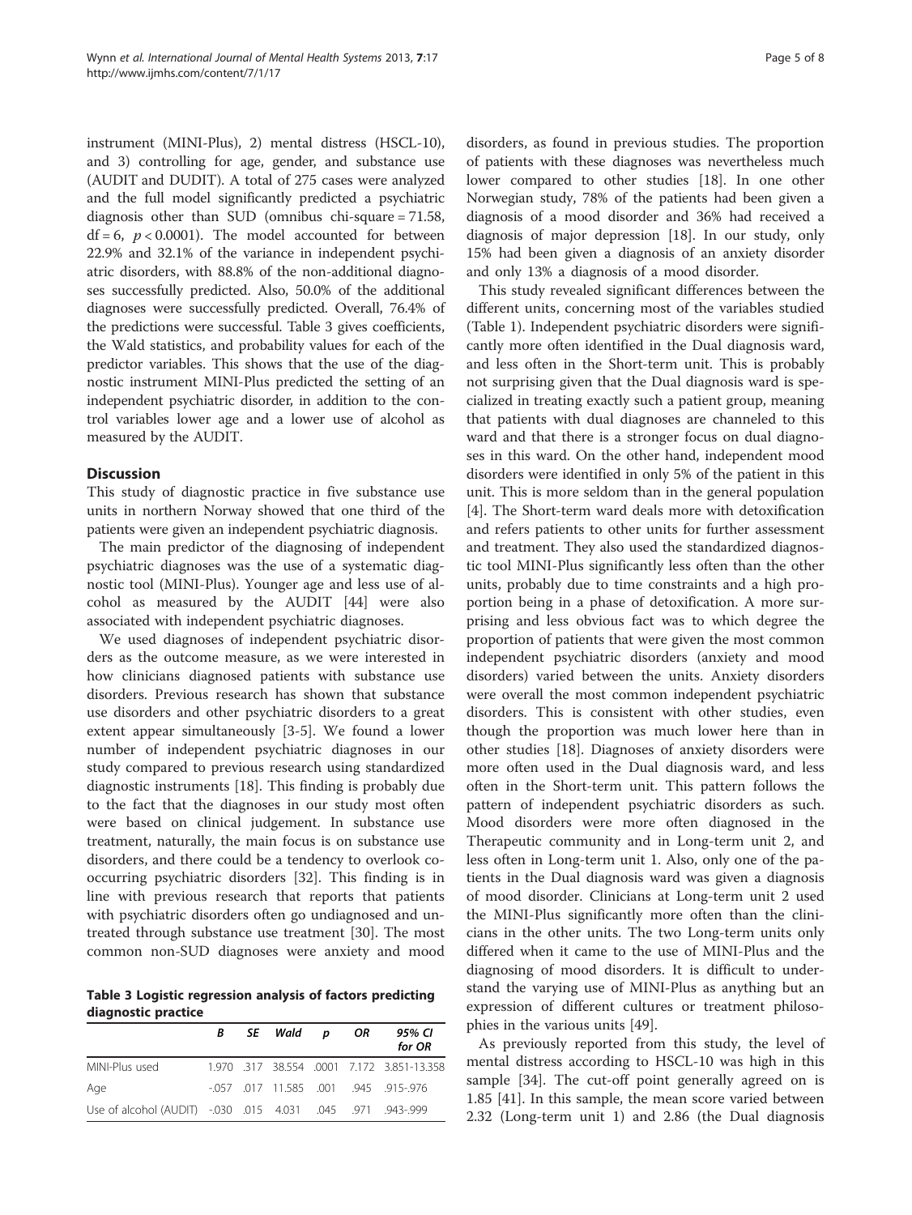instrument (MINI-Plus), 2) mental distress (HSCL-10), and 3) controlling for age, gender, and substance use (AUDIT and DUDIT). A total of 275 cases were analyzed and the full model significantly predicted a psychiatric diagnosis other than SUD (omnibus chi-square = 71.58, df = 6, $p < 0.0001$). The model accounted for between 22.9% and 32.1% of the variance in independent psychiatric disorders, with 88.8% of the non-additional diagnoses successfully predicted. Also, 50.0% of the additional diagnoses were successfully predicted. Overall, 76.4% of the predictions were successful. Table 3 gives coefficients, the Wald statistics, and probability values for each of the predictor variables. This shows that the use of the diagnostic instrument MINI-Plus predicted the setting of an independent psychiatric disorder, in addition to the control variables lower age and a lower use of alcohol as measured by the AUDIT.

**Table 3 Logistic regression analysis of factors predicting diagnostic practice**

| | *B* | *SE* | *Wald* | *p* | *OR* | *95% CI for OR* |
|---|---|---|---|---|---|---|
| MINI-Plus used | 1.970 | .317 | 38.554 | .0001 | 7.172 | 3.851-13.358 |
| Age | -.057 | .017 | 11.585 | .001 | .945 | .915-.976 |
| Use of alcohol (AUDIT) | -.030 | .015 | 4.031 | .045 | .971 | .943-.999 |

## Discussion

This study of diagnostic practice in five substance use units in northern Norway showed that one third of the patients were given an independent psychiatric diagnosis.

The main predictor of the diagnosing of independent psychiatric diagnoses was the use of a systematic diagnostic tool (MINI-Plus). Younger age and less use of alcohol as measured by the AUDIT [44] were also associated with independent psychiatric diagnoses.

We used diagnoses of independent psychiatric disorders as the outcome measure, as we were interested in how clinicians diagnosed patients with substance use disorders. Previous research has shown that substance use disorders and other psychiatric disorders to a great extent appear simultaneously [3-5]. We found a lower number of independent psychiatric diagnoses in our study compared to previous research using standardized diagnostic instruments [18]. This finding is probably due to the fact that the diagnoses in our study most often were based on clinical judgement. In substance use treatment, naturally, the main focus is on substance use disorders, and there could be a tendency to overlook co-occurring psychiatric disorders [32]. This finding is in line with previous research that reports that patients with psychiatric disorders often go undiagnosed and untreated through substance use treatment [30]. The most common non-SUD diagnoses were anxiety and mood disorders, as found in previous studies. The proportion of patients with these diagnoses was nevertheless much lower compared to other studies [18]. In one other Norwegian study, 78% of the patients had been given a diagnosis of a mood disorder and 36% had received a diagnosis of major depression [18]. In our study, only 15% had been given a diagnosis of an anxiety disorder and only 13% a diagnosis of a mood disorder.

This study revealed significant differences between the different units, concerning most of the variables studied (Table 1). Independent psychiatric disorders were significantly more often identified in the Dual diagnosis ward, and less often in the Short-term unit. This is probably not surprising given that the Dual diagnosis ward is specialized in treating exactly such a patient group, meaning that patients with dual diagnoses are channeled to this ward and that there is a stronger focus on dual diagnoses in this ward. On the other hand, independent mood disorders were identified in only 5% of the patient in this unit. This is more seldom than in the general population [4]. The Short-term ward deals more with detoxification and refers patients to other units for further assessment and treatment. They also used the standardized diagnostic tool MINI-Plus significantly less often than the other units, probably due to time constraints and a high proportion being in a phase of detoxification. A more surprising and less obvious fact was to which degree the proportion of patients that were given the most common independent psychiatric disorders (anxiety and mood disorders) varied between the units. Anxiety disorders were overall the most common independent psychiatric disorders. This is consistent with other studies, even though the proportion was much lower here than in other studies [18]. Diagnoses of anxiety disorders were more often used in the Dual diagnosis ward, and less often in the Short-term unit. This pattern follows the pattern of independent psychiatric disorders as such. Mood disorders were more often diagnosed in the Therapeutic community and in Long-term unit 2, and less often in Long-term unit 1. Also, only one of the patients in the Dual diagnosis ward was given a diagnosis of mood disorder. Clinicians at Long-term unit 2 used the MINI-Plus significantly more often than the clinicians in the other units. The two Long-term units only differed when it came to the use of MINI-Plus and the diagnosing of mood disorders. It is difficult to understand the varying use of MINI-Plus as anything but an expression of different cultures or treatment philosophies in the various units [49].

As previously reported from this study, the level of mental distress according to HSCL-10 was high in this sample [34]. The cut-off point generally agreed on is 1.85 [41]. In this sample, the mean score varied between 2.32 (Long-term unit 1) and 2.86 (the Dual diagnosis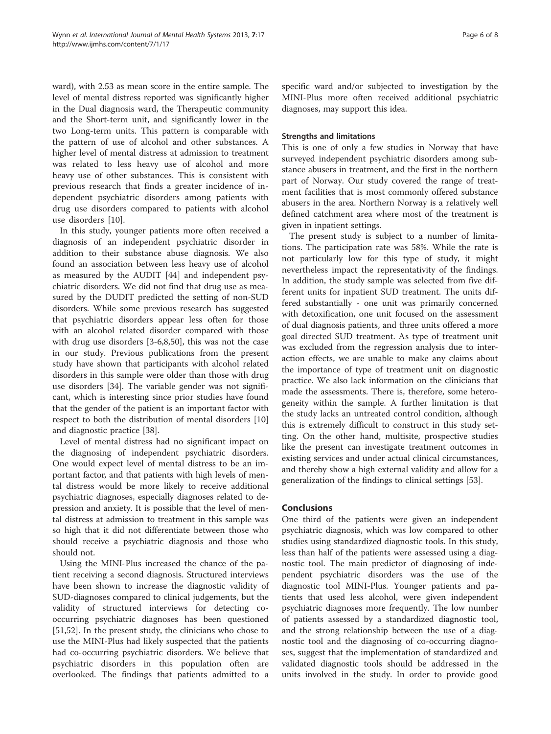ward), with 2.53 as mean score in the entire sample. The level of mental distress reported was significantly higher in the Dual diagnosis ward, the Therapeutic community and the Short-term unit, and significantly lower in the two Long-term units. This pattern is comparable with the pattern of use of alcohol and other substances. A higher level of mental distress at admission to treatment was related to less heavy use of alcohol and more heavy use of other substances. This is consistent with previous research that finds a greater incidence of independent psychiatric disorders among patients with drug use disorders compared to patients with alcohol use disorders [10].

In this study, younger patients more often received a diagnosis of an independent psychiatric disorder in addition to their substance abuse diagnosis. We also found an association between less heavy use of alcohol as measured by the AUDIT [44] and independent psychiatric disorders. We did not find that drug use as measured by the DUDIT predicted the setting of non-SUD disorders. While some previous research has suggested that psychiatric disorders appear less often for those with an alcohol related disorder compared with those with drug use disorders [3-6,8,50], this was not the case in our study. Previous publications from the present study have shown that participants with alcohol related disorders in this sample were older than those with drug use disorders [34]. The variable gender was not significant, which is interesting since prior studies have found that the gender of the patient is an important factor with respect to both the distribution of mental disorders [10] and diagnostic practice [38].

Level of mental distress had no significant impact on the diagnosing of independent psychiatric disorders. One would expect level of mental distress to be an important factor, and that patients with high levels of mental distress would be more likely to receive additional psychiatric diagnoses, especially diagnoses related to depression and anxiety. It is possible that the level of mental distress at admission to treatment in this sample was so high that it did not differentiate between those who should receive a psychiatric diagnosis and those who should not.

Using the MINI-Plus increased the chance of the patient receiving a second diagnosis. Structured interviews have been shown to increase the diagnostic validity of SUD-diagnoses compared to clinical judgements, but the validity of structured interviews for detecting co-occurring psychiatric diagnoses has been questioned [51,52]. In the present study, the clinicians who chose to use the MINI-Plus had likely suspected that the patients had co-occurring psychiatric disorders. We believe that psychiatric disorders in this population often are overlooked. The findings that patients admitted to a specific ward and/or subjected to investigation by the MINI-Plus more often received additional psychiatric diagnoses, may support this idea.

### Strengths and limitations

This is one of only a few studies in Norway that have surveyed independent psychiatric disorders among substance abusers in treatment, and the first in the northern part of Norway. Our study covered the range of treatment facilities that is most commonly offered substance abusers in the area. Northern Norway is a relatively well defined catchment area where most of the treatment is given in inpatient settings.

The present study is subject to a number of limitations. The participation rate was 58%. While the rate is not particularly low for this type of study, it might nevertheless impact the representativity of the findings. In addition, the study sample was selected from five different units for inpatient SUD treatment. The units differed substantially - one unit was primarily concerned with detoxification, one unit focused on the assessment of dual diagnosis patients, and three units offered a more goal directed SUD treatment. As type of treatment unit was excluded from the regression analysis due to interaction effects, we are unable to make any claims about the importance of type of treatment unit on diagnostic practice. We also lack information on the clinicians that made the assessments. There is, therefore, some heterogeneity within the sample. A further limitation is that the study lacks an untreated control condition, although this is extremely difficult to construct in this study setting. On the other hand, multisite, prospective studies like the present can investigate treatment outcomes in existing services and under actual clinical circumstances, and thereby show a high external validity and allow for a generalization of the findings to clinical settings [53].

## Conclusions

One third of the patients were given an independent psychiatric diagnosis, which was low compared to other studies using standardized diagnostic tools. In this study, less than half of the patients were assessed using a diagnostic tool. The main predictor of diagnosing of independent psychiatric disorders was the use of the diagnostic tool MINI-Plus. Younger patients and patients that used less alcohol, were given independent psychiatric diagnoses more frequently. The low number of patients assessed by a standardized diagnostic tool, and the strong relationship between the use of a diagnostic tool and the diagnosing of co-occurring diagnoses, suggest that the implementation of standardized and validated diagnostic tools should be addressed in the units involved in the study. In order to provide good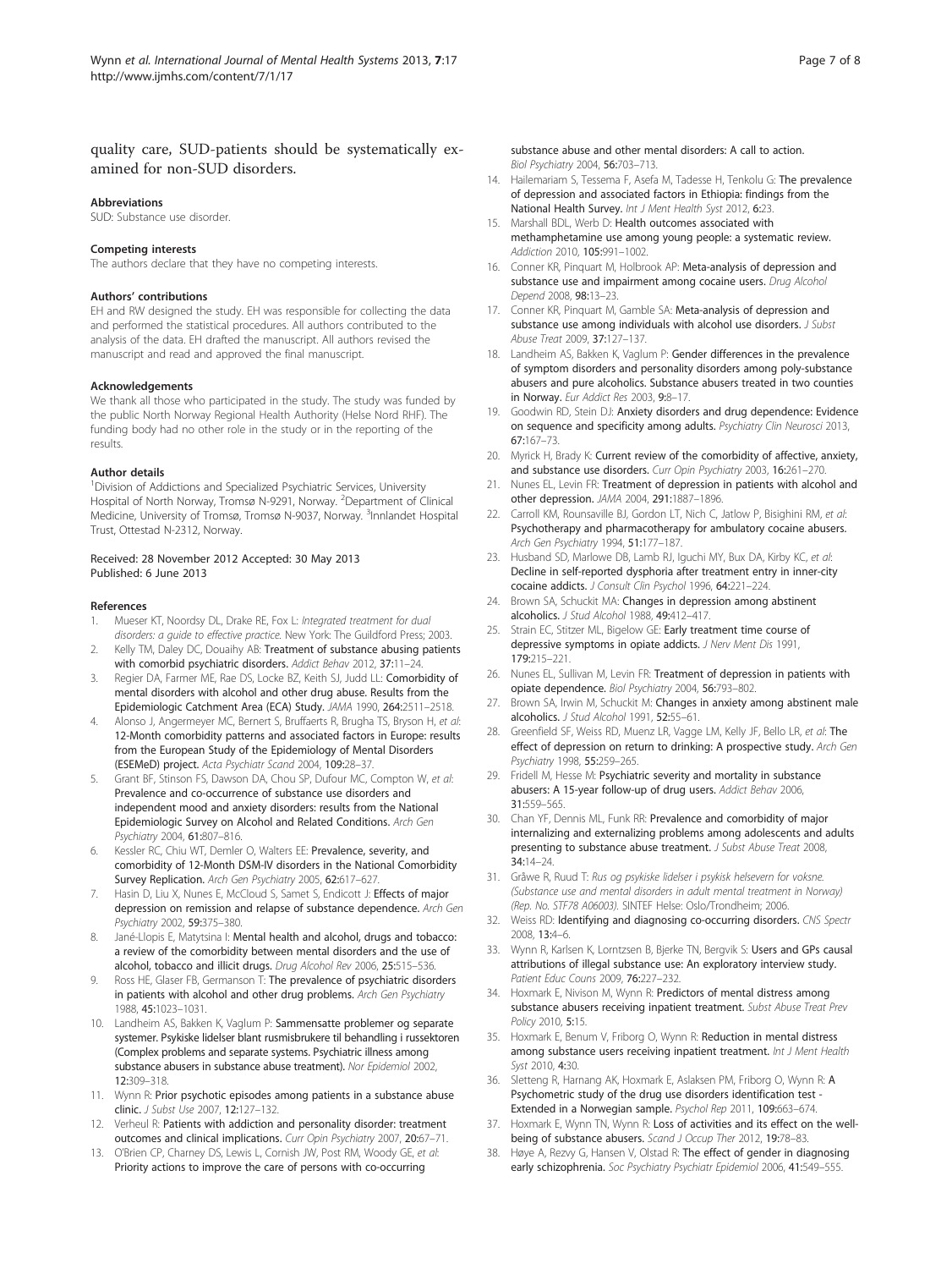quality care, SUD-patients should be systematically examined for non-SUD disorders.

#### Abbreviations

SUD: Substance use disorder.

#### Competing interests

The authors declare that they have no competing interests.

#### Authors' contributions

EH and RW designed the study. EH was responsible for collecting the data and performed the statistical procedures. All authors contributed to the analysis of the data. EH drafted the manuscript. All authors revised the manuscript and read and approved the final manuscript.

#### Acknowledgements

We thank all those who participated in the study. The study was funded by the public North Norway Regional Health Authority (Helse Nord RHF). The funding body had no other role in the study or in the reporting of the results.

#### Author details

[1]Division of Addictions and Specialized Psychiatric Services, University Hospital of North Norway, Tromsø N-9291, Norway. [2]Department of Clinical Medicine, University of Tromsø, Tromsø N-9037, Norway. [3]Innlandet Hospital Trust, Ottestad N-2312, Norway.

Received: 28 November 2012 Accepted: 30 May 2013
Published: 6 June 2013

#### References

1. Mueser KT, Noordsy DL, Drake RE, Fox L: *Integrated treatment for dual disorders: a guide to effective practice.* New York: The Guildford Press; 2003.
2. Kelly TM, Daley DC, Douaihy AB: **Treatment of substance abusing patients with comorbid psychiatric disorders.** *Addict Behav* 2012, **37:**11–24.
3. Regier DA, Farmer ME, Rae DS, Locke BZ, Keith SJ, Judd LL: **Comorbidity of mental disorders with alcohol and other drug abuse. Results from the Epidemiologic Catchment Area (ECA) Study.** *JAMA* 1990, **264:**2511–2518.
4. Alonso J, Angermeyer MC, Bernert S, Bruffaerts R, Brugha TS, Bryson H, *et al*: **12-Month comorbidity patterns and associated factors in Europe: results from the European Study of the Epidemiology of Mental Disorders (ESEMeD) project.** *Acta Psychiatr Scand* 2004, **109:**28–37.
5. Grant BF, Stinson FS, Dawson DA, Chou SP, Dufour MC, Compton W, *et al*: **Prevalence and co-occurrence of substance use disorders and independent mood and anxiety disorders: results from the National Epidemiologic Survey on Alcohol and Related Conditions.** *Arch Gen Psychiatry* 2004, **61:**807–816.
6. Kessler RC, Chiu WT, Demler O, Walters EE: **Prevalence, severity, and comorbidity of 12-Month DSM-IV disorders in the National Comorbidity Survey Replication.** *Arch Gen Psychiatry* 2005, **62:**617–627.
7. Hasin D, Liu X, Nunes E, McCloud S, Samet S, Endicott J: **Effects of major depression on remission and relapse of substance dependence.** *Arch Gen Psychiatry* 2002, **59:**375–380.
8. Jané-Llopis E, Matytsina I: **Mental health and alcohol, drugs and tobacco: a review of the comorbidity between mental disorders and the use of alcohol, tobacco and illicit drugs.** *Drug Alcohol Rev* 2006, **25:**515–536.
9. Ross HE, Glaser FB, Germanson T: **The prevalence of psychiatric disorders in patients with alcohol and other drug problems.** *Arch Gen Psychiatry* 1988, **45:**1023–1031.
10. Landheim AS, Bakken K, Vaglum P: **Sammensatte problemer og separate systemer. Psykiske lidelser blant rusmisbrukere til behandling i russektoren (Complex problems and separate systems. Psychiatric illness among substance abusers in substance abuse treatment).** *Nor Epidemiol* 2002, **12:**309–318.
11. Wynn R: **Prior psychotic episodes among patients in a substance abuse clinic.** *J Subst Use* 2007, **12:**127–132.
12. Verheul R: **Patients with addiction and personality disorder: treatment outcomes and clinical implications.** *Curr Opin Psychiatry* 2007, **20:**67–71.
13. O'Brien CP, Charney DS, Lewis L, Cornish JW, Post RM, Woody GE, *et al*: **Priority actions to improve the care of persons with co-occurring substance abuse and other mental disorders: A call to action.** *Biol Psychiatry* 2004, **56:**703–713.
14. Hailemariam S, Tessema F, Asefa M, Tadesse H, Tenkolu G: **The prevalence of depression and associated factors in Ethiopia: findings from the National Health Survey.** *Int J Ment Health Syst* 2012, **6:**23.
15. Marshall BDL, Werb D: **Health outcomes associated with methamphetamine use among young people: a systematic review.** *Addiction* 2010, **105:**991–1002.
16. Conner KR, Pinquart M, Holbrook AP: **Meta-analysis of depression and substance use and impairment among cocaine users.** *Drug Alcohol Depend* 2008, **98:**13–23.
17. Conner KR, Pinquart M, Gamble SA: **Meta-analysis of depression and substance use among individuals with alcohol use disorders.** *J Subst Abuse Treat* 2009, **37:**127–137.
18. Landheim AS, Bakken K, Vaglum P: **Gender differences in the prevalence of symptom disorders and personality disorders among poly-substance abusers and pure alcoholics. Substance abusers treated in two counties in Norway.** *Eur Addict Res* 2003, **9:**8–17.
19. Goodwin RD, Stein DJ: **Anxiety disorders and drug dependence: Evidence on sequence and specificity among adults.** *Psychiatry Clin Neurosci* 2013, **67:**167–73.
20. Myrick H, Brady K: **Current review of the comorbidity of affective, anxiety, and substance use disorders.** *Curr Opin Psychiatry* 2003, **16:**261–270.
21. Nunes EL, Levin FR: **Treatment of depression in patients with alcohol and other depression.** *JAMA* 2004, **291:**1887–1896.
22. Carroll KM, Rounsaville BJ, Gordon LT, Nich C, Jatlow P, Bisighini RM, *et al*: **Psychotherapy and pharmacotherapy for ambulatory cocaine abusers.** *Arch Gen Psychiatry* 1994, **51:**177–187.
23. Husband SD, Marlowe DB, Lamb RJ, Iguchi MY, Bux DA, Kirby KC, *et al*: **Decline in self-reported dysphoria after treatment entry in inner-city cocaine addicts.** *J Consult Clin Psychol* 1996, **64:**221–224.
24. Brown SA, Schuckit MA: **Changes in depression among abstinent alcoholics.** *J Stud Alcohol* 1988, **49:**412–417.
25. Strain EC, Stitzer ML, Bigelow GE: **Early treatment time course of depressive symptoms in opiate addicts.** *J Nerv Ment Dis* 1991, **179:**215–221.
26. Nunes EL, Sullivan M, Levin FR: **Treatment of depression in patients with opiate dependence.** *Biol Psychiatry* 2004, **56:**793–802.
27. Brown SA, Irwin M, Schuckit M: **Changes in anxiety among abstinent male alcoholics.** *J Stud Alcohol* 1991, **52:**55–61.
28. Greenfield SF, Weiss RD, Muenz LR, Vagge LM, Kelly JF, Bello LR, *et al*: **The effect of depression on return to drinking: A prospective study.** *Arch Gen Psychiatry* 1998, **55:**259–265.
29. Fridell M, Hesse M: **Psychiatric severity and mortality in substance abusers: A 15-year follow-up of drug users.** *Addict Behav* 2006, **31:**559–565.
30. Chan YF, Dennis ML, Funk RR: **Prevalence and comorbidity of major internalizing and externalizing problems among adolescents and adults presenting to substance abuse treatment.** *J Subst Abuse Treat* 2008, **34:**14–24.
31. Gråwe R, Ruud T: *Rus og psykiske lidelser i psykisk helsevern for voksne. (Substance use and mental disorders in adult mental treatment in Norway) (Rep. No. STF78 A06003).* SINTEF Helse: Oslo/Trondheim; 2006.
32. Weiss RD: **Identifying and diagnosing co-occurring disorders.** *CNS Spectr* 2008, **13:**4–6.
33. Wynn R, Karlsen K, Lorntzsen B, Bjerke TN, Bergvik S: **Users and GPs causal attributions of illegal substance use: An exploratory interview study.** *Patient Educ Couns* 2009, **76:**227–232.
34. Hoxmark E, Nivison M, Wynn R: **Predictors of mental distress among substance abusers receiving inpatient treatment.** *Subst Abuse Treat Prev Policy* 2010, **5:**15.
35. Hoxmark E, Benum V, Friborg O, Wynn R: **Reduction in mental distress among substance users receiving inpatient treatment.** *Int J Ment Health Syst* 2010, **4:**30.
36. Sletteng R, Harnang AK, Hoxmark E, Aslaksen PM, Friborg O, Wynn R: **A Psychometric study of the drug use disorders identification test - Extended in a Norwegian sample.** *Psychol Rep* 2011, **109:**663–674.
37. Hoxmark E, Wynn TN, Wynn R: **Loss of activities and its effect on the well-being of substance abusers.** *Scand J Occup Ther* 2012, **19:**78–83.
38. Høye A, Rezvy G, Hansen V, Olstad R: **The effect of gender in diagnosing early schizophrenia.** *Soc Psychiatry Psychiatr Epidemiol* 2006, **41:**549–555.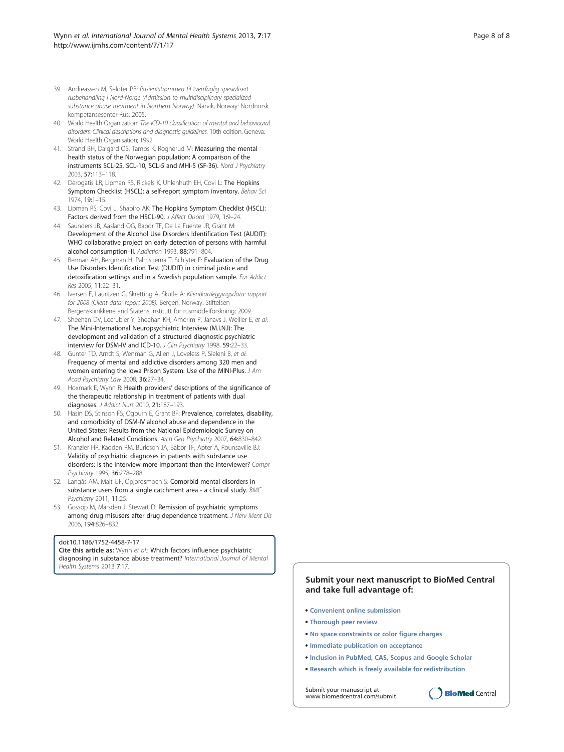39. Andreassen M, Seloter PB: *Pasientstrømmen til tverrfaglig spesialisert rusbehandling i Nord-Norge (Admission to multidisciplinary specialized substance abuse treatment in Northern Norway).* Narvik, Norway: Nordnorsk kompetansesenter-Rus; 2005.
40. World Health Organization: *The ICD-10 classification of mental and behavioural disorders: Clinical descriptions and diagnostic guidelines.* 10th edition. Geneva: World Health Organisation; 1992.
41. Strand BH, Dalgard OS, Tambs K, Rognerud M: **Measuring the mental health status of the Norwegian population: A comparison of the instruments SCL-25, SCL-10, SCL-5 and MHI-5 (SF-36).** *Nord J Psychiatry* 2003, **57:**113–118.
42. Derogatis LR, Lipman RS, Rickels K, Uhlenhuth EH, Covi L: **The Hopkins Symptom Checklist (HSCL): a self-report symptom inventory.** *Behav Sci* 1974, **19:**1–15.
43. Lipman RS, Covi L, Shapiro AK: **The Hopkins Symptom Checklist (HSCL): Factors derived from the HSCL-90.** *J Affect Disord* 1979, **1:**9–24.
44. Saunders JB, Aasland OG, Babor TF, De La Fuente JR, Grant M: **Development of the Alcohol Use Disorders Identification Test (AUDIT): WHO collaborative project on early detection of persons with harmful alcohol consumption–II.** *Addiction* 1993, **88:**791–804.
45. Berman AH, Bergman H, Palmstierna T, Schlyter F: **Evaluation of the Drug Use Disorders Identification Test (DUDIT) in criminal justice and detoxification settings and in a Swedish population sample.** *Eur Addict Res* 2005, **11:**22–31.
46. Iversen E, Lauritzen G, Skretting A, Skutle A: *Klientkartleggingsdata: rapport for 2008 (Client data: report 2008).* Bergen, Norway: Stiftelsen Bergensklinikkene and Statens institutt for rusmiddelforskning; 2009.
47. Sheehan DV, Lecrubier Y, Sheehan KH, Amorim P, Janavs J, Weiller E, *et al*: **The Mini-International Neuropsychiatric Interview (M.I.N.I): The development and validation of a structured diagnostic psychiatric interview for DSM-IV and ICD-10.** *J Clin Psychiatry* 1998, **59:**22–33.
48. Gunter TD, Arndt S, Wenman G, Allen J, Loveless P, Sieleni B, *et al*: **Frequency of mental and addictive disorders among 320 men and women entering the Iowa Prison System: Use of the MINI-Plus.** *J Am Acad Psychiatry Law* 2008, **36:**27–34.
49. Hoxmark E, Wynn R: **Health providers' descriptions of the significance of the therapeutic relationship in treatment of patients with dual diagnoses.** *J Addict Nurs* 2010, **21:**187–193.
50. Hasin DS, Stinson FS, Ogburn E, Grant BF: **Prevalence, correlates, disability, and comorbidity of DSM-IV alcohol abuse and dependence in the United States: Results from the National Epidemiologic Survey on Alcohol and Related Conditions.** *Arch Gen Psychiatry* 2007, **64:**830–842.
51. Kranzler HR, Kadden RM, Burleson JA, Babor TF, Apter A, Rounsaville BJ: **Validity of psychiatric diagnoses in patients with substance use disorders: Is the interview more important than the interviewer?** *Compr Psychiatry* 1995, **36:**278–288.
52. Langås AM, Malt UF, Opjordsmoen S: **Comorbid mental disorders in substance users from a single catchment area - a clinical study.** *BMC Psychiatry* 2011, **11:**25.
53. Gossop M, Marsden J, Stewart D: **Remission of psychiatric symptoms among drug misusers after drug dependence treatment.** *J Nerv Ment Dis* 2006, **194:**826–832.

doi:10.1186/1752-4458-7-17
**Cite this article as:** Wynn *et al.*: Which factors influence psychiatric diagnosing in substance abuse treatment? *International Journal of Mental Health Systems* 2013 **7**:17.

**Submit your next manuscript to BioMed Central and take full advantage of:**

- **Convenient online submission**
- **Thorough peer review**
- **No space constraints or color figure charges**
- **Immediate publication on acceptance**
- **Inclusion in PubMed, CAS, Scopus and Google Scholar**
- **Research which is freely available for redistribution**

Submit your manuscript at
www.biomedcentral.com/submit

BioMed Central